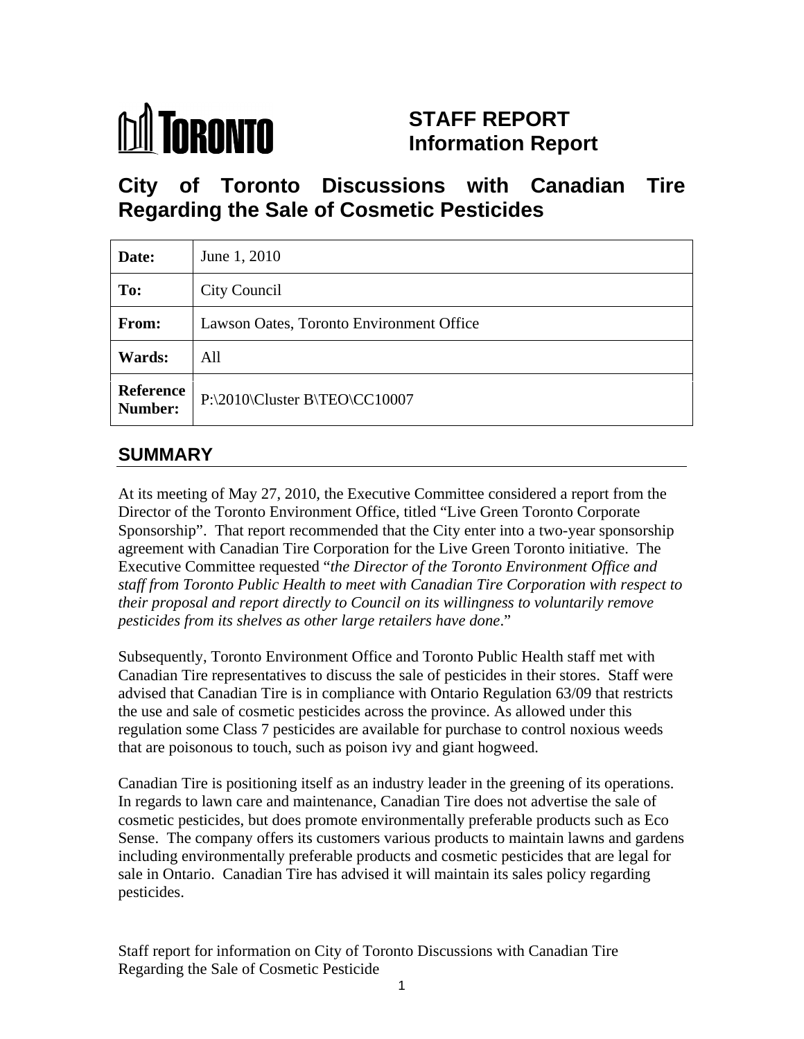# TORONTO

**STAFF REPORT**
**Information Report**

## City of Toronto Discussions with Canadian Tire Regarding the Sale of Cosmetic Pesticides

| | |
|---|---|
| **Date:** | June 1, 2010 |
| **To:** | City Council |
| **From:** | Lawson Oates, Toronto Environment Office |
| **Wards:** | All |
| **Reference Number:** | P:\2010\Cluster B\TEO\CC10007 |

## SUMMARY

At its meeting of May 27, 2010, the Executive Committee considered a report from the Director of the Toronto Environment Office, titled "Live Green Toronto Corporate Sponsorship". That report recommended that the City enter into a two-year sponsorship agreement with Canadian Tire Corporation for the Live Green Toronto initiative. The Executive Committee requested "*the Director of the Toronto Environment Office and staff from Toronto Public Health to meet with Canadian Tire Corporation with respect to their proposal and report directly to Council on its willingness to voluntarily remove pesticides from its shelves as other large retailers have done*."

Subsequently, Toronto Environment Office and Toronto Public Health staff met with Canadian Tire representatives to discuss the sale of pesticides in their stores. Staff were advised that Canadian Tire is in compliance with Ontario Regulation 63/09 that restricts the use and sale of cosmetic pesticides across the province. As allowed under this regulation some Class 7 pesticides are available for purchase to control noxious weeds that are poisonous to touch, such as poison ivy and giant hogweed.

Canadian Tire is positioning itself as an industry leader in the greening of its operations. In regards to lawn care and maintenance, Canadian Tire does not advertise the sale of cosmetic pesticides, but does promote environmentally preferable products such as Eco Sense. The company offers its customers various products to maintain lawns and gardens including environmentally preferable products and cosmetic pesticides that are legal for sale in Ontario. Canadian Tire has advised it will maintain its sales policy regarding pesticides.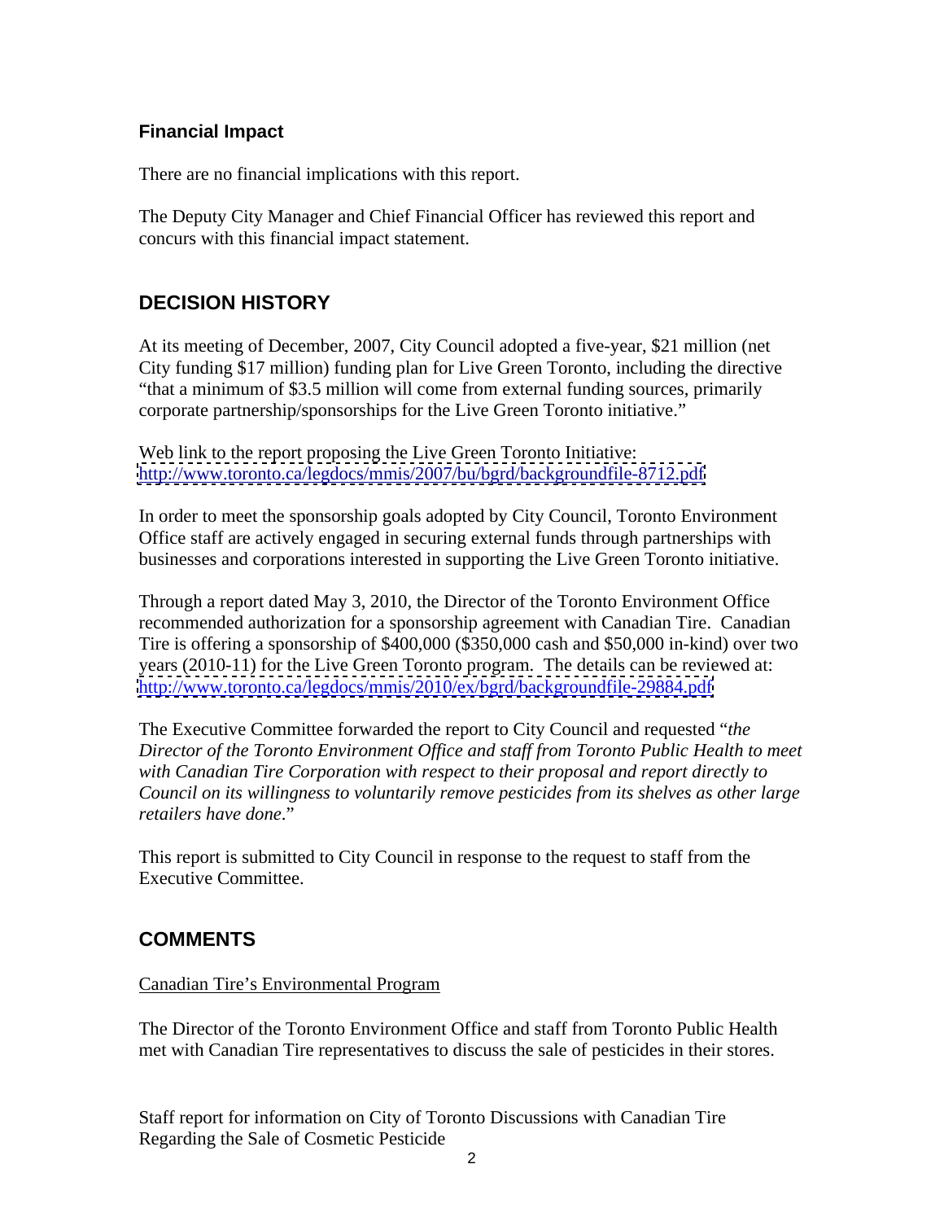### Financial Impact

There are no financial implications with this report.

The Deputy City Manager and Chief Financial Officer has reviewed this report and concurs with this financial impact statement.

## DECISION HISTORY

At its meeting of December, 2007, City Council adopted a five-year, $21 million (net City funding $17 million) funding plan for Live Green Toronto, including the directive "that a minimum of $3.5 million will come from external funding sources, primarily corporate partnership/sponsorships for the Live Green Toronto initiative."

Web link to the report proposing the Live Green Toronto Initiative:
http://www.toronto.ca/legdocs/mmis/2007/bu/bgrd/backgroundfile-8712.pdf

In order to meet the sponsorship goals adopted by City Council, Toronto Environment Office staff are actively engaged in securing external funds through partnerships with businesses and corporations interested in supporting the Live Green Toronto initiative.

Through a report dated May 3, 2010, the Director of the Toronto Environment Office recommended authorization for a sponsorship agreement with Canadian Tire. Canadian Tire is offering a sponsorship of $400,000 ($350,000 cash and $50,000 in-kind) over two years (2010-11) for the Live Green Toronto program. The details can be reviewed at:
http://www.toronto.ca/legdocs/mmis/2010/ex/bgrd/backgroundfile-29884.pdf

The Executive Committee forwarded the report to City Council and requested "*the Director of the Toronto Environment Office and staff from Toronto Public Health to meet with Canadian Tire Corporation with respect to their proposal and report directly to Council on its willingness to voluntarily remove pesticides from its shelves as other large retailers have done*."

This report is submitted to City Council in response to the request to staff from the Executive Committee.

## COMMENTS

Canadian Tire's Environmental Program

The Director of the Toronto Environment Office and staff from Toronto Public Health met with Canadian Tire representatives to discuss the sale of pesticides in their stores.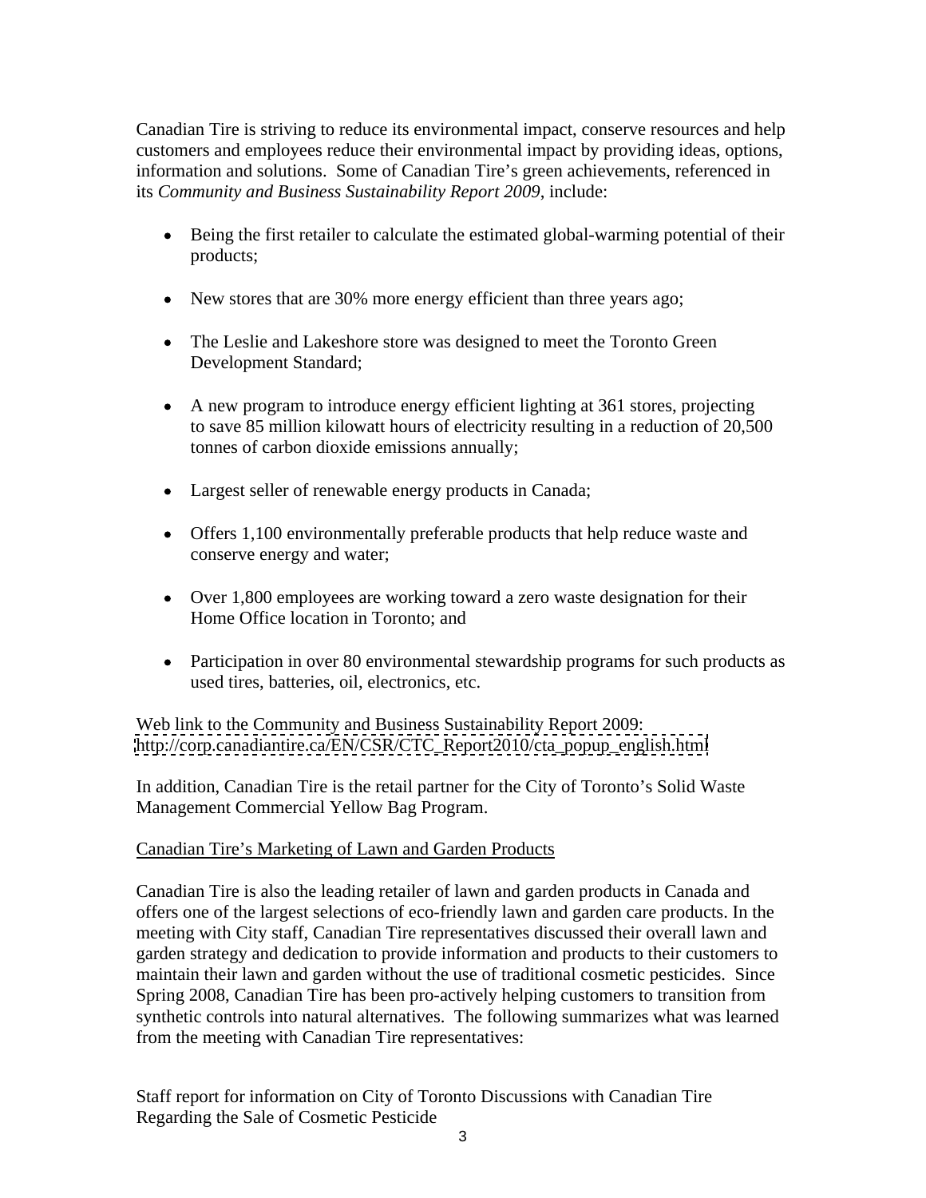Canadian Tire is striving to reduce its environmental impact, conserve resources and help customers and employees reduce their environmental impact by providing ideas, options, information and solutions. Some of Canadian Tire's green achievements, referenced in its *Community and Business Sustainability Report 2009*, include:

- Being the first retailer to calculate the estimated global-warming potential of their products;
- New stores that are 30% more energy efficient than three years ago;
- The Leslie and Lakeshore store was designed to meet the Toronto Green Development Standard;
- A new program to introduce energy efficient lighting at 361 stores, projecting to save 85 million kilowatt hours of electricity resulting in a reduction of 20,500 tonnes of carbon dioxide emissions annually;
- Largest seller of renewable energy products in Canada;
- Offers 1,100 environmentally preferable products that help reduce waste and conserve energy and water;
- Over 1,800 employees are working toward a zero waste designation for their Home Office location in Toronto; and
- Participation in over 80 environmental stewardship programs for such products as used tires, batteries, oil, electronics, etc.

Web link to the Community and Business Sustainability Report 2009:
http://corp.canadiantire.ca/EN/CSR/CTC_Report2010/cta_popup_english.html

In addition, Canadian Tire is the retail partner for the City of Toronto's Solid Waste Management Commercial Yellow Bag Program.

Canadian Tire's Marketing of Lawn and Garden Products

Canadian Tire is also the leading retailer of lawn and garden products in Canada and offers one of the largest selections of eco-friendly lawn and garden care products. In the meeting with City staff, Canadian Tire representatives discussed their overall lawn and garden strategy and dedication to provide information and products to their customers to maintain their lawn and garden without the use of traditional cosmetic pesticides. Since Spring 2008, Canadian Tire has been pro-actively helping customers to transition from synthetic controls into natural alternatives. The following summarizes what was learned from the meeting with Canadian Tire representatives: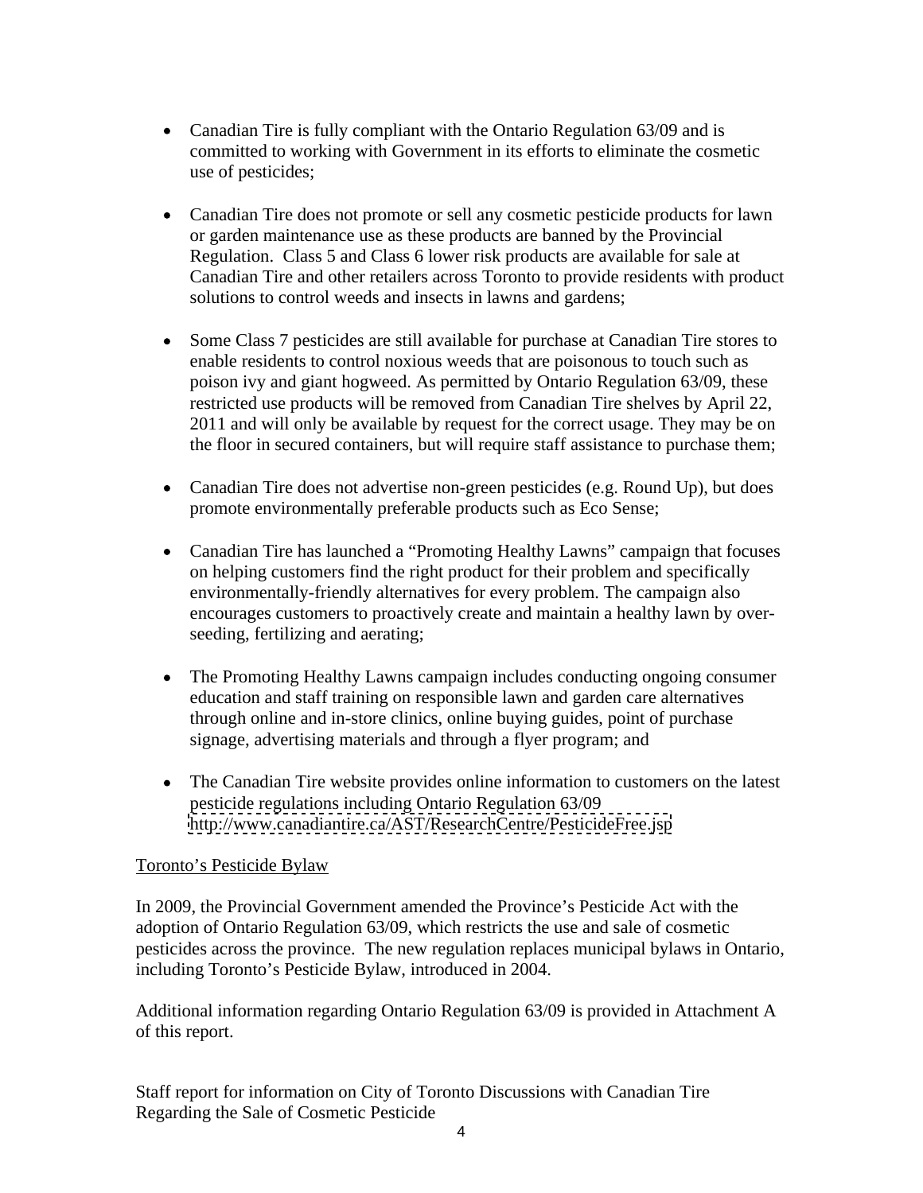- Canadian Tire is fully compliant with the Ontario Regulation 63/09 and is committed to working with Government in its efforts to eliminate the cosmetic use of pesticides;
- Canadian Tire does not promote or sell any cosmetic pesticide products for lawn or garden maintenance use as these products are banned by the Provincial Regulation. Class 5 and Class 6 lower risk products are available for sale at Canadian Tire and other retailers across Toronto to provide residents with product solutions to control weeds and insects in lawns and gardens;
- Some Class 7 pesticides are still available for purchase at Canadian Tire stores to enable residents to control noxious weeds that are poisonous to touch such as poison ivy and giant hogweed. As permitted by Ontario Regulation 63/09, these restricted use products will be removed from Canadian Tire shelves by April 22, 2011 and will only be available by request for the correct usage. They may be on the floor in secured containers, but will require staff assistance to purchase them;
- Canadian Tire does not advertise non-green pesticides (e.g. Round Up), but does promote environmentally preferable products such as Eco Sense;
- Canadian Tire has launched a "Promoting Healthy Lawns" campaign that focuses on helping customers find the right product for their problem and specifically environmentally-friendly alternatives for every problem. The campaign also encourages customers to proactively create and maintain a healthy lawn by over-seeding, fertilizing and aerating;
- The Promoting Healthy Lawns campaign includes conducting ongoing consumer education and staff training on responsible lawn and garden care alternatives through online and in-store clinics, online buying guides, point of purchase signage, advertising materials and through a flyer program; and
- The Canadian Tire website provides online information to customers on the latest pesticide regulations including Ontario Regulation 63/09 http://www.canadiantire.ca/AST/ResearchCentre/PesticideFree.jsp

## Toronto's Pesticide Bylaw

In 2009, the Provincial Government amended the Province's Pesticide Act with the adoption of Ontario Regulation 63/09, which restricts the use and sale of cosmetic pesticides across the province. The new regulation replaces municipal bylaws in Ontario, including Toronto's Pesticide Bylaw, introduced in 2004.

Additional information regarding Ontario Regulation 63/09 is provided in Attachment A of this report.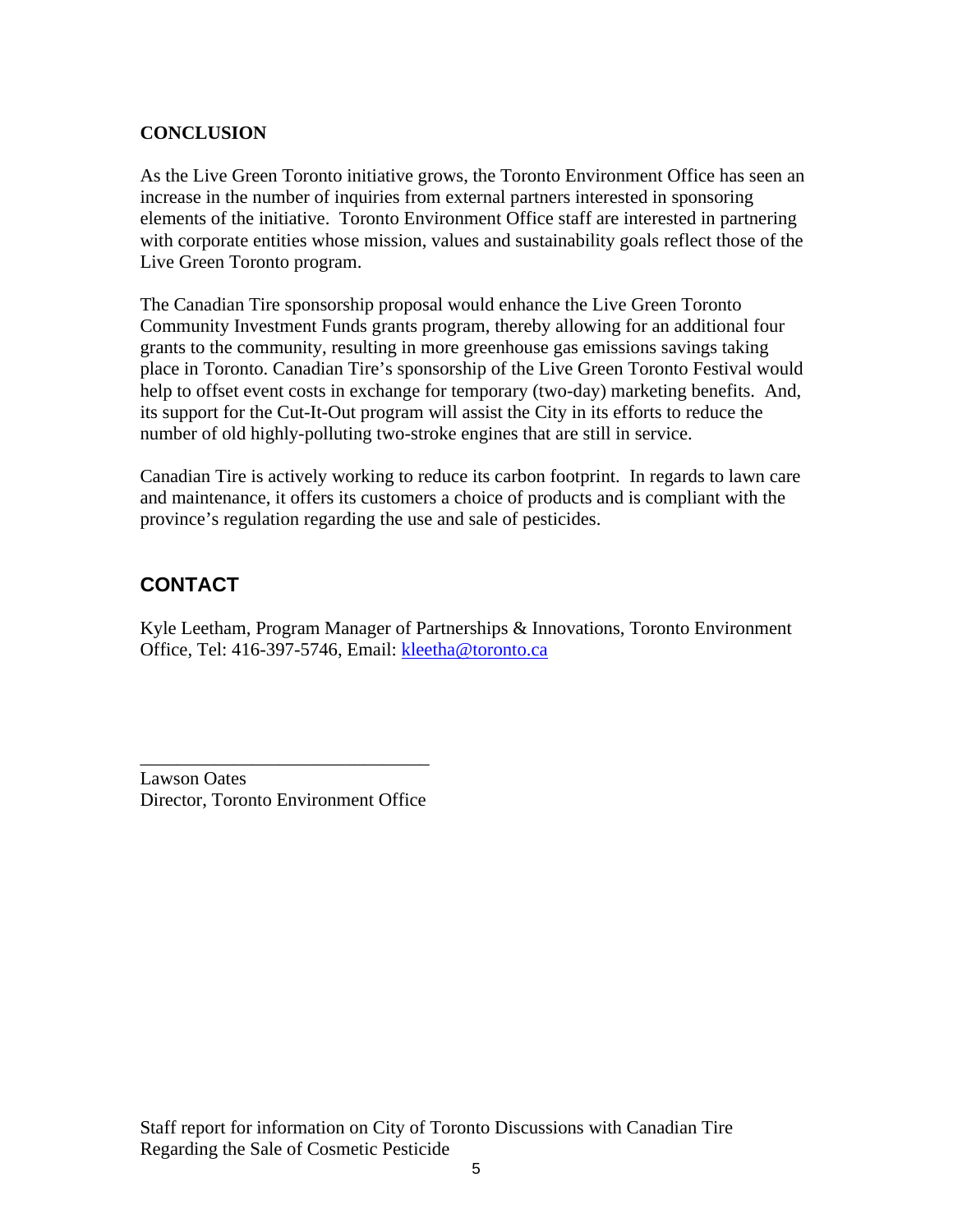## CONCLUSION

As the Live Green Toronto initiative grows, the Toronto Environment Office has seen an increase in the number of inquiries from external partners interested in sponsoring elements of the initiative. Toronto Environment Office staff are interested in partnering with corporate entities whose mission, values and sustainability goals reflect those of the Live Green Toronto program.

The Canadian Tire sponsorship proposal would enhance the Live Green Toronto Community Investment Funds grants program, thereby allowing for an additional four grants to the community, resulting in more greenhouse gas emissions savings taking place in Toronto. Canadian Tire's sponsorship of the Live Green Toronto Festival would help to offset event costs in exchange for temporary (two-day) marketing benefits. And, its support for the Cut-It-Out program will assist the City in its efforts to reduce the number of old highly-polluting two-stroke engines that are still in service.

Canadian Tire is actively working to reduce its carbon footprint. In regards to lawn care and maintenance, it offers its customers a choice of products and is compliant with the province's regulation regarding the use and sale of pesticides.

## CONTACT

Kyle Leetham, Program Manager of Partnerships & Innovations, Toronto Environment Office, Tel: 416-397-5746, Email: kleetha@toronto.ca

_______________________________

Lawson Oates
Director, Toronto Environment Office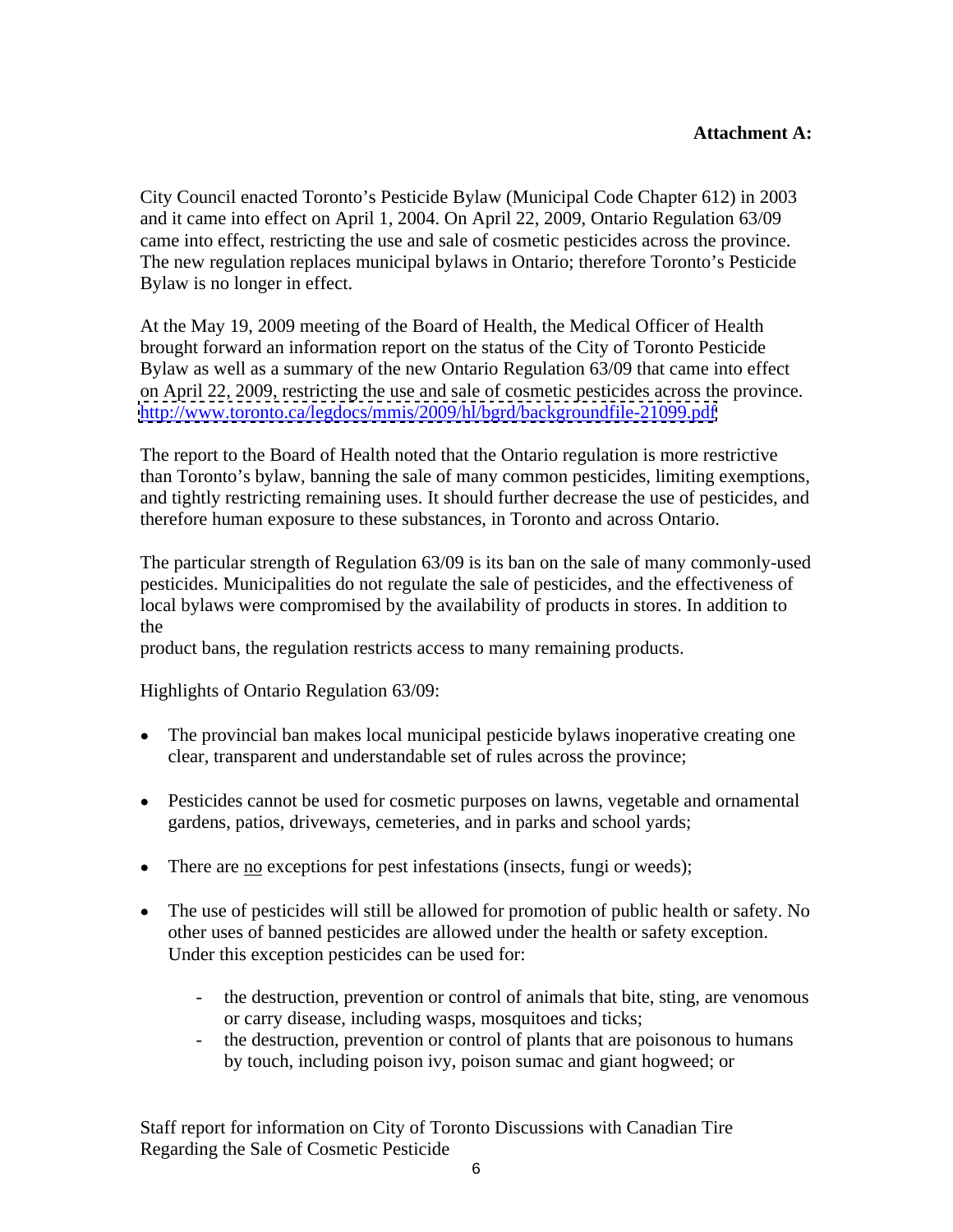**Attachment A:**

City Council enacted Toronto's Pesticide Bylaw (Municipal Code Chapter 612) in 2003 and it came into effect on April 1, 2004. On April 22, 2009, Ontario Regulation 63/09 came into effect, restricting the use and sale of cosmetic pesticides across the province. The new regulation replaces municipal bylaws in Ontario; therefore Toronto's Pesticide Bylaw is no longer in effect.

At the May 19, 2009 meeting of the Board of Health, the Medical Officer of Health brought forward an information report on the status of the City of Toronto Pesticide Bylaw as well as a summary of the new Ontario Regulation 63/09 that came into effect on April 22, 2009, restricting the use and sale of cosmetic pesticides across the province. http://www.toronto.ca/legdocs/mmis/2009/hl/bgrd/backgroundfile-21099.pdf

The report to the Board of Health noted that the Ontario regulation is more restrictive than Toronto's bylaw, banning the sale of many common pesticides, limiting exemptions, and tightly restricting remaining uses. It should further decrease the use of pesticides, and therefore human exposure to these substances, in Toronto and across Ontario.

The particular strength of Regulation 63/09 is its ban on the sale of many commonly-used pesticides. Municipalities do not regulate the sale of pesticides, and the effectiveness of local bylaws were compromised by the availability of products in stores. In addition to the product bans, the regulation restricts access to many remaining products.

Highlights of Ontario Regulation 63/09:

- The provincial ban makes local municipal pesticide bylaws inoperative creating one clear, transparent and understandable set of rules across the province;
- Pesticides cannot be used for cosmetic purposes on lawns, vegetable and ornamental gardens, patios, driveways, cemeteries, and in parks and school yards;
- There are <u>no</u> exceptions for pest infestations (insects, fungi or weeds);
- The use of pesticides will still be allowed for promotion of public health or safety. No other uses of banned pesticides are allowed under the health or safety exception. Under this exception pesticides can be used for:
    - the destruction, prevention or control of animals that bite, sting, are venomous or carry disease, including wasps, mosquitoes and ticks;
    - the destruction, prevention or control of plants that are poisonous to humans by touch, including poison ivy, poison sumac and giant hogweed; or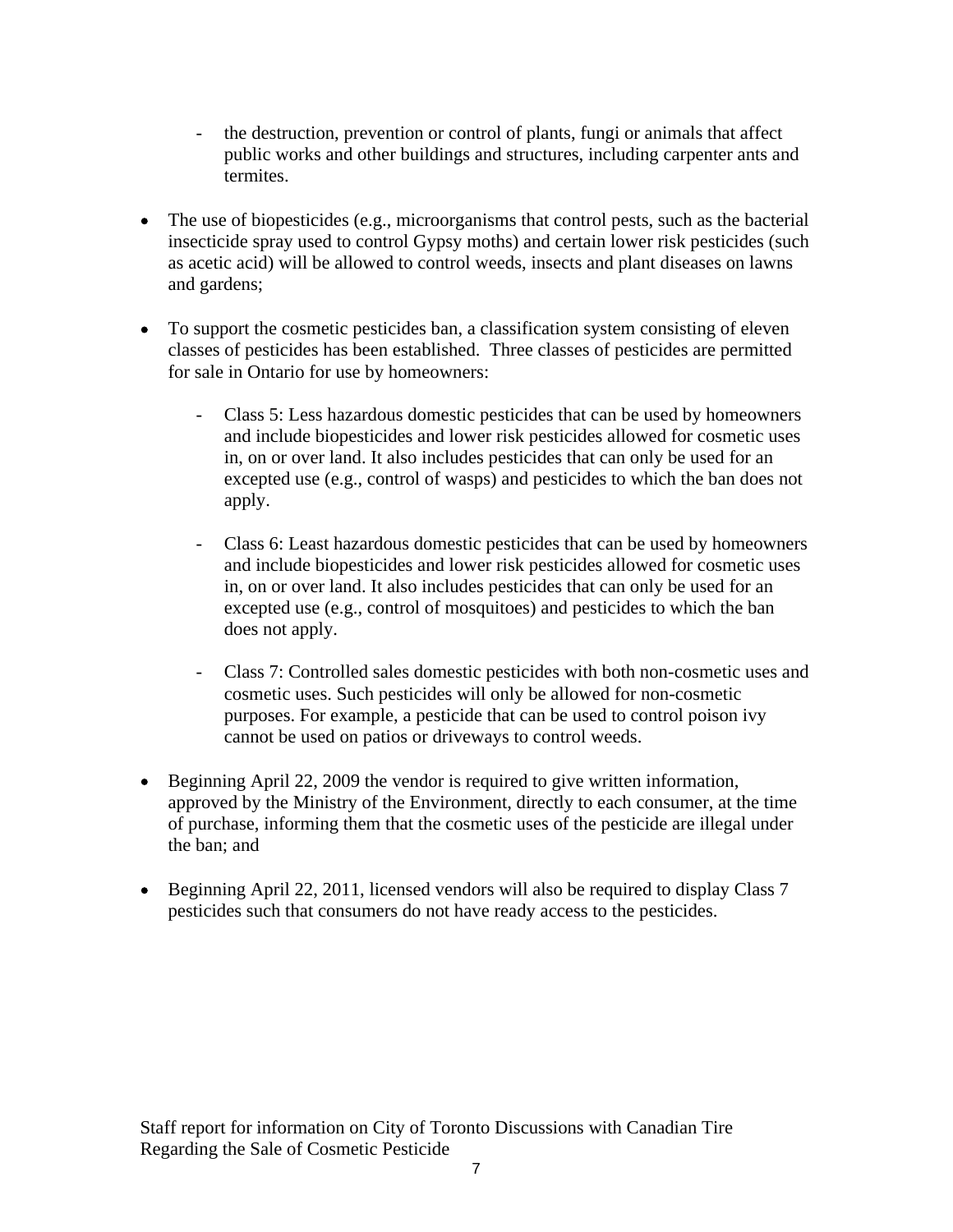- the destruction, prevention or control of plants, fungi or animals that affect public works and other buildings and structures, including carpenter ants and termites.

- The use of biopesticides (e.g., microorganisms that control pests, such as the bacterial insecticide spray used to control Gypsy moths) and certain lower risk pesticides (such as acetic acid) will be allowed to control weeds, insects and plant diseases on lawns and gardens;

- To support the cosmetic pesticides ban, a classification system consisting of eleven classes of pesticides has been established. Three classes of pesticides are permitted for sale in Ontario for use by homeowners:

  - Class 5: Less hazardous domestic pesticides that can be used by homeowners and include biopesticides and lower risk pesticides allowed for cosmetic uses in, on or over land. It also includes pesticides that can only be used for an excepted use (e.g., control of wasps) and pesticides to which the ban does not apply.

  - Class 6: Least hazardous domestic pesticides that can be used by homeowners and include biopesticides and lower risk pesticides allowed for cosmetic uses in, on or over land. It also includes pesticides that can only be used for an excepted use (e.g., control of mosquitoes) and pesticides to which the ban does not apply.

  - Class 7: Controlled sales domestic pesticides with both non-cosmetic uses and cosmetic uses. Such pesticides will only be allowed for non-cosmetic purposes. For example, a pesticide that can be used to control poison ivy cannot be used on patios or driveways to control weeds.

- Beginning April 22, 2009 the vendor is required to give written information, approved by the Ministry of the Environment, directly to each consumer, at the time of purchase, informing them that the cosmetic uses of the pesticide are illegal under the ban; and

- Beginning April 22, 2011, licensed vendors will also be required to display Class 7 pesticides such that consumers do not have ready access to the pesticides.